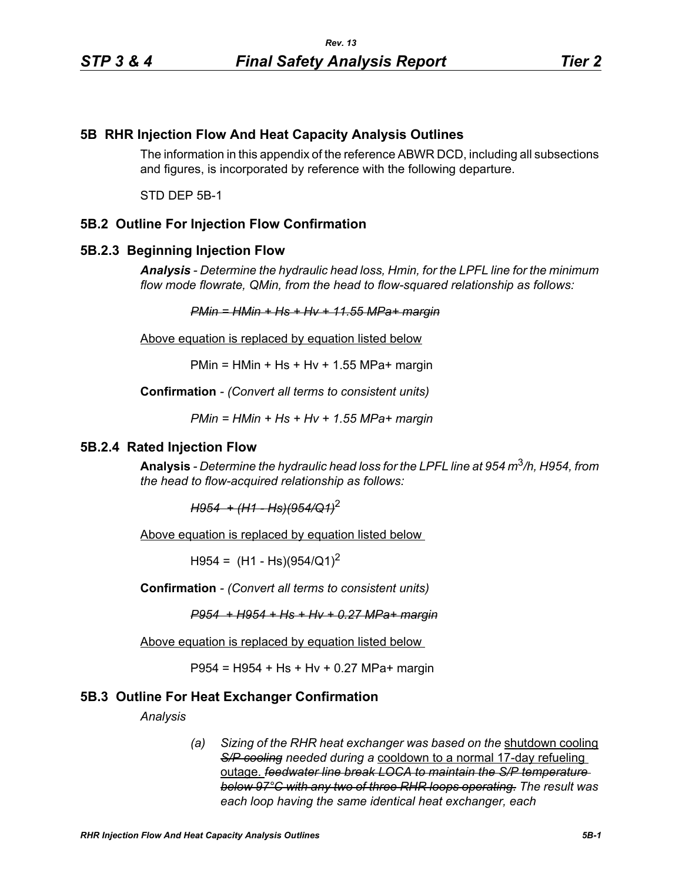# 5B RHR Injection Flow And Heat Capacity Analysis Outlines

The information in this appendix of the reference ABWR DCD, including all subsections and figures, is incorporated by reference with the following departure.

STD DEP 5B-1

## 5B.2 Outline For Injection Flow Confirmation

### 5B.2.3 Beginning Injection Flow

***Analysis*** *- Determine the hydraulic head loss, Hmin, for the LPFL line for the minimum flow mode flowrate, QMin, from the head to flow-squared relationship as follows:*

~~*PMin = HMin + Hs + Hv + 11.55 MPa+ margin*~~

Above equation is replaced by equation listed below

PMin = HMin + Hs + Hv + 1.55 MPa+ margin

**Confirmation** - *(Convert all terms to consistent units)*

*PMin = HMin + Hs + Hv + 1.55 MPa+ margin*

### 5B.2.4 Rated Injection Flow

**Analysis** - *Determine the hydraulic head loss for the LPFL line at 954 $m^3$/h, H954, from the head to flow-acquired relationship as follows:*

~~*H954 + (H1 - Hs)(954/Q1)*~~$^2$

Above equation is replaced by equation listed below

H954 = (H1 - Hs)(954/Q1)$^2$

**Confirmation** - *(Convert all terms to consistent units)*

~~*P954 + H954 + Hs + Hv + 0.27 MPa+ margin*~~

Above equation is replaced by equation listed below

P954 = H954 + Hs + Hv + 0.27 MPa+ margin

## 5B.3 Outline For Heat Exchanger Confirmation

*Analysis*

(a) *Sizing of the RHR heat exchanger was based on the* shutdown cooling ~~*S/P cooling*~~ *needed during a* cooldown to a normal 17-day refueling outage. ~~*feedwater line break LOCA to maintain the S/P temperature below 97°C with any two of three RHR loops operating.*~~ *The result was each loop having the same identical heat exchanger, each*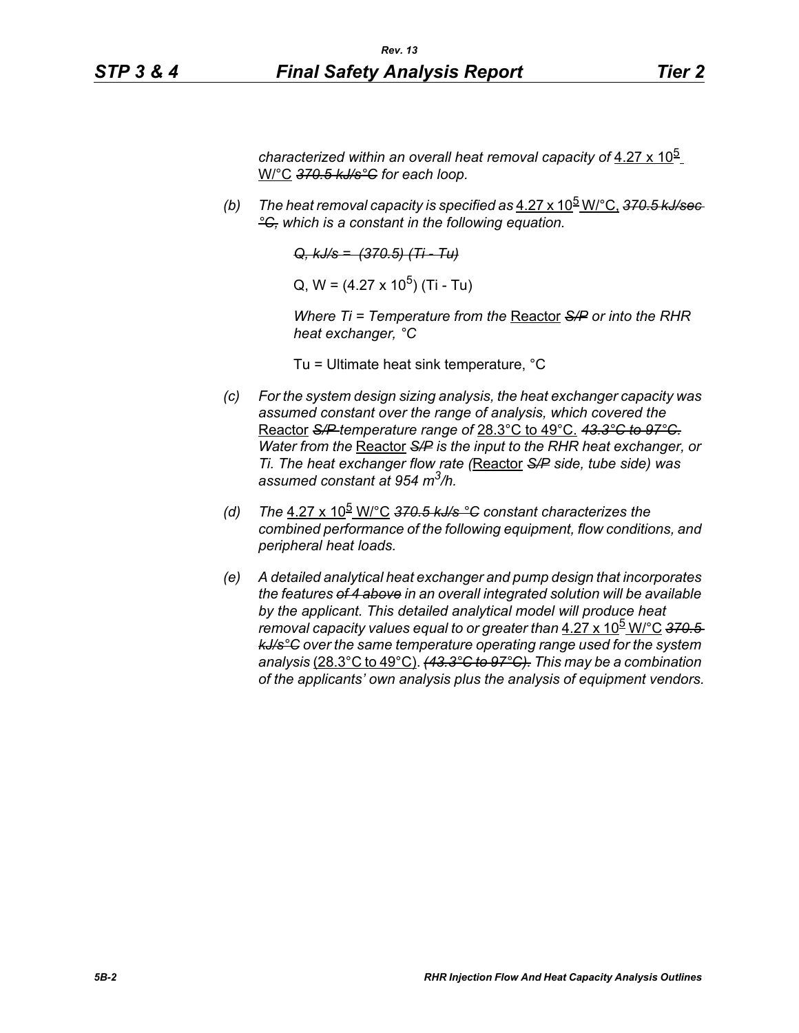*characterized within an overall heat removal capacity of* 4.27 x $10^5$ W/°C ~~*370.5 kJ/s°C*~~ *for each loop.*

*(b)* *The heat removal capacity is specified as* 4.27 x $10^5$ W/°C, ~~*370.5 kJ/sec °C,*~~ *which is a constant in the following equation.*

~~*Q, kJ/s = (370.5) (Ti - Tu)*~~

Q, W = (4.27 x $10^5$) (Ti - Tu)

*Where Ti = Temperature from the* Reactor ~~*S/P*~~ *or into the RHR heat exchanger, °C*

Tu = Ultimate heat sink temperature, °C

*(c)* *For the system design sizing analysis, the heat exchanger capacity was assumed constant over the range of analysis, which covered the* Reactor ~~*S/P*~~ *temperature range of* 28.3°C to 49°C. ~~*43.3°C to 97°C.*~~ *Water from the* Reactor ~~*S/P*~~ *is the input to the RHR heat exchanger, or Ti. The heat exchanger flow rate (*Reactor ~~*S/P*~~ *side, tube side) was assumed constant at 954 $m^3$/h.*

*(d)* *The* 4.27 x $10^5$ W/°C ~~*370.5 kJ/s °C*~~ *constant characterizes the combined performance of the following equipment, flow conditions, and peripheral heat loads.*

*(e)* *A detailed analytical heat exchanger and pump design that incorporates the features* ~~*of 4 above*~~ *in an overall integrated solution will be available by the applicant. This detailed analytical model will produce heat removal capacity values equal to or greater than* 4.27 x $10^5$ W/°C ~~*370.5 kJ/s°C*~~ *over the same temperature operating range used for the system analysis* (28.3°C to 49°C). ~~*(43.3°C to 97°C).*~~ *This may be a combination of the applicants' own analysis plus the analysis of equipment vendors.*